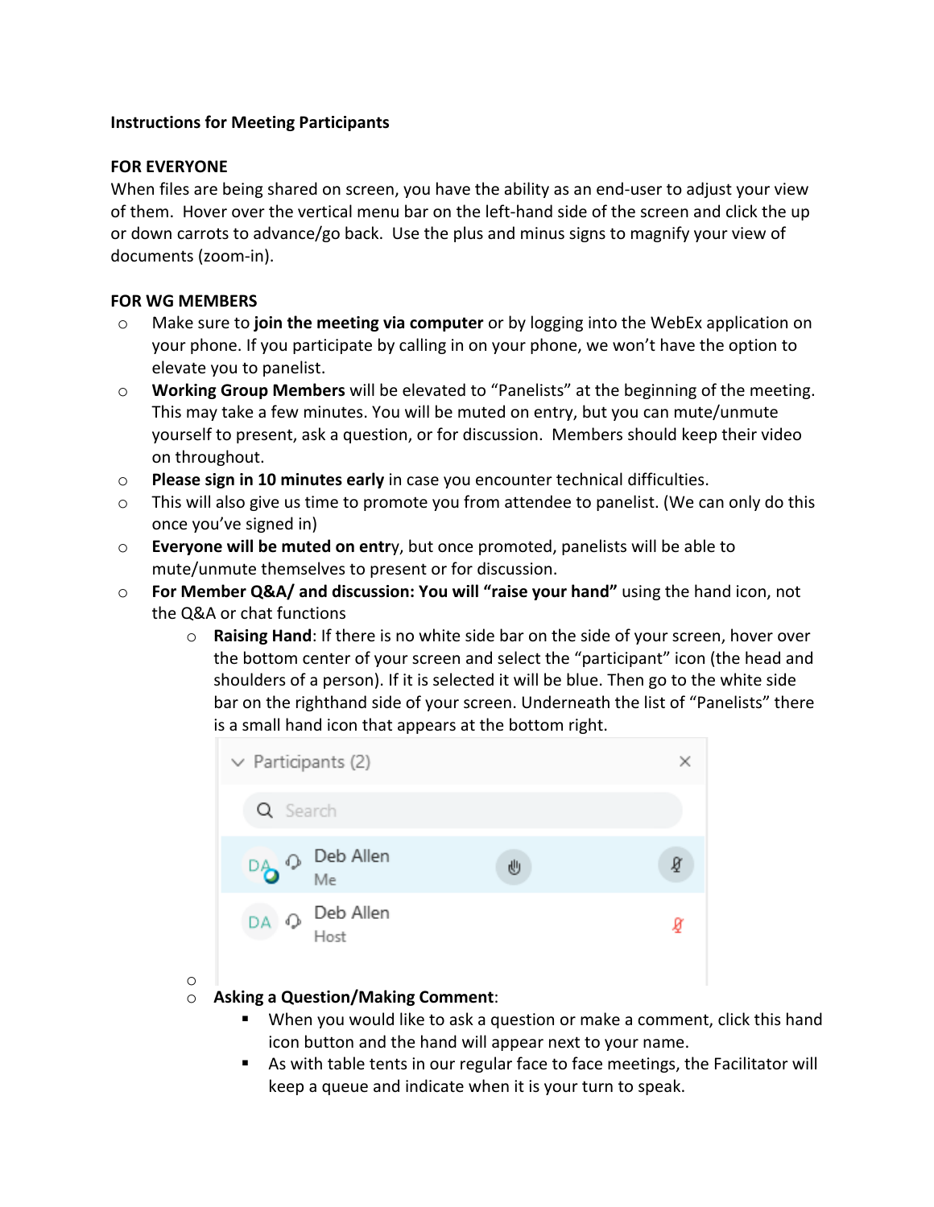**Instructions for Meeting Participants**

**FOR EVERYONE**

When files are being shared on screen, you have the ability as an end-user to adjust your view of them. Hover over the vertical menu bar on the left-hand side of the screen and click the up or down carrots to advance/go back. Use the plus and minus signs to magnify your view of documents (zoom-in).

**FOR WG MEMBERS**

- Make sure to **join the meeting via computer** or by logging into the WebEx application on your phone. If you participate by calling in on your phone, we won't have the option to elevate you to panelist.
- **Working Group Members** will be elevated to "Panelists" at the beginning of the meeting. This may take a few minutes. You will be muted on entry, but you can mute/unmute yourself to present, ask a question, or for discussion. Members should keep their video on throughout.
- **Please sign in 10 minutes early** in case you encounter technical difficulties.
- This will also give us time to promote you from attendee to panelist. (We can only do this once you've signed in)
- **Everyone will be muted on entr**y, but once promoted, panelists will be able to mute/unmute themselves to present or for discussion.
- **For Member Q&A/ and discussion: You will "raise your hand"** using the hand icon, not the Q&A or chat functions
  - **Raising Hand**: If there is no white side bar on the side of your screen, hover over the bottom center of your screen and select the "participant" icon (the head and shoulders of a person). If it is selected it will be blue. Then go to the white side bar on the righthand side of your screen. Underneath the list of "Panelists" there is a small hand icon that appears at the bottom right.

    Participants (2)

    Search

    DA Deb Allen
    Me

    DA Deb Allen
    Host

  - **Asking a Question/Making Comment**:
    - When you would like to ask a question or make a comment, click this hand icon button and the hand will appear next to your name.
    - As with table tents in our regular face to face meetings, the Facilitator will keep a queue and indicate when it is your turn to speak.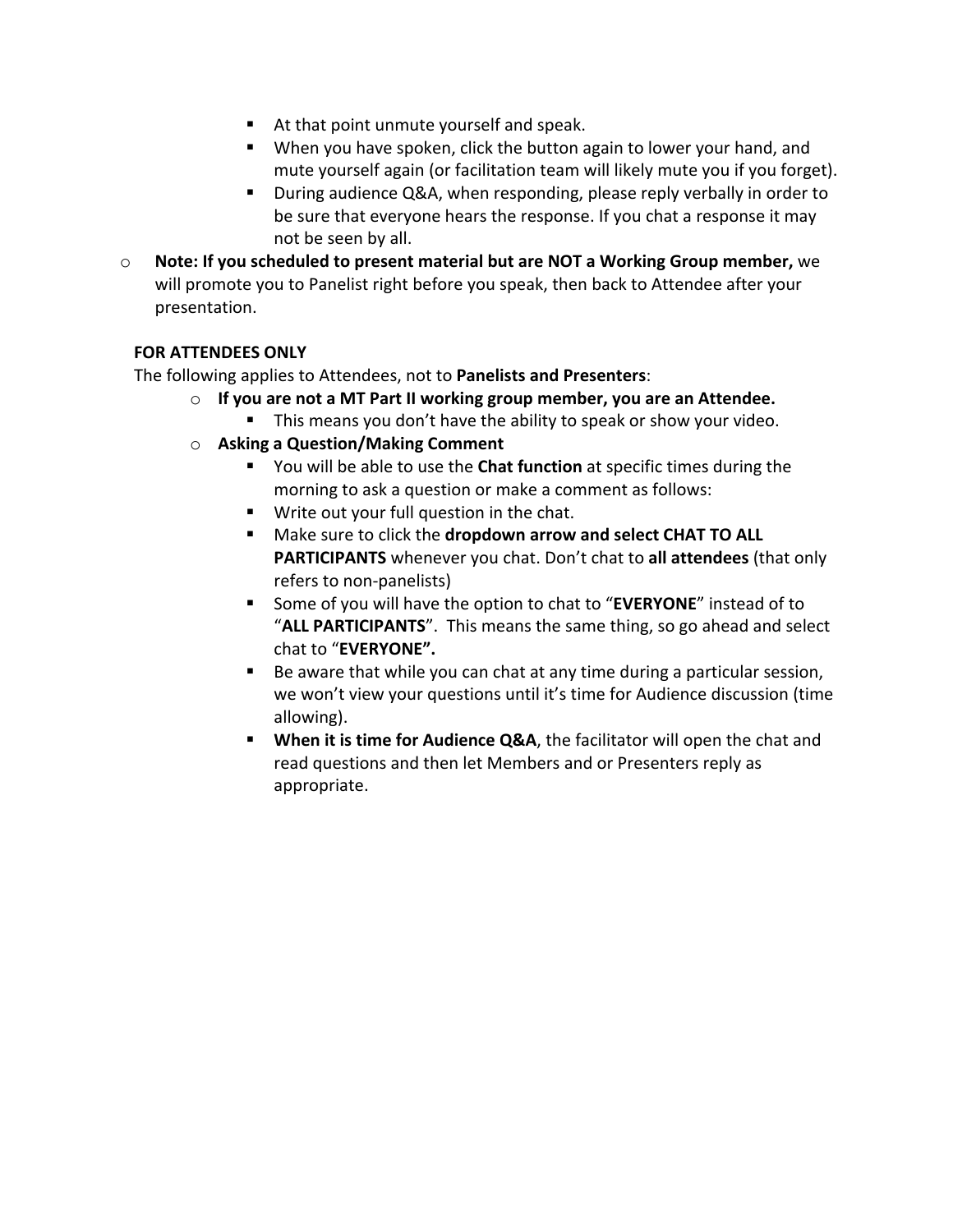- At that point unmute yourself and speak.
    - When you have spoken, click the button again to lower your hand, and mute yourself again (or facilitation team will likely mute you if you forget).
    - During audience Q&A, when responding, please reply verbally in order to be sure that everyone hears the response. If you chat a response it may not be seen by all.
- **Note: If you scheduled to present material but are NOT a Working Group member,** we will promote you to Panelist right before you speak, then back to Attendee after your presentation.

**FOR ATTENDEES ONLY**

The following applies to Attendees, not to **Panelists and Presenters**:

- **If you are not a MT Part II working group member, you are an Attendee.**
    - This means you don't have the ability to speak or show your video.
- **Asking a Question/Making Comment**
    - You will be able to use the **Chat function** at specific times during the morning to ask a question or make a comment as follows:
    - Write out your full question in the chat.
    - Make sure to click the **dropdown arrow and select CHAT TO ALL PARTICIPANTS** whenever you chat. Don't chat to **all attendees** (that only refers to non-panelists)
    - Some of you will have the option to chat to "**EVERYONE**" instead of to "**ALL PARTICIPANTS**". This means the same thing, so go ahead and select chat to "**EVERYONE".**
    - Be aware that while you can chat at any time during a particular session, we won't view your questions until it's time for Audience discussion (time allowing).
    - **When it is time for Audience Q&A**, the facilitator will open the chat and read questions and then let Members and or Presenters reply as appropriate.